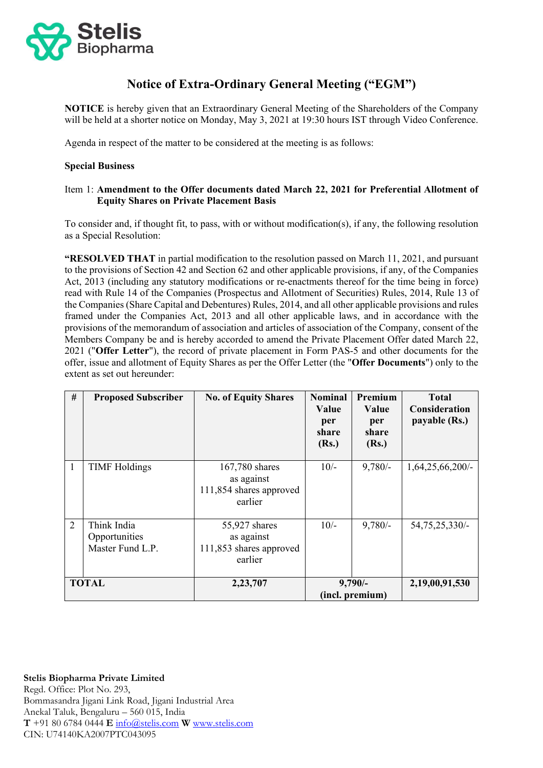Stelis Biopharma

# Notice of Extra-Ordinary General Meeting ("EGM")

**NOTICE** is hereby given that an Extraordinary General Meeting of the Shareholders of the Company will be held at a shorter notice on Monday, May 3, 2021 at 19:30 hours IST through Video Conference.

Agenda in respect of the matter to be considered at the meeting is as follows:

**Special Business**

Item 1: **Amendment to the Offer documents dated March 22, 2021 for Preferential Allotment of Equity Shares on Private Placement Basis**

To consider and, if thought fit, to pass, with or without modification(s), if any, the following resolution as a Special Resolution:

**"RESOLVED THAT** in partial modification to the resolution passed on March 11, 2021, and pursuant to the provisions of Section 42 and Section 62 and other applicable provisions, if any, of the Companies Act, 2013 (including any statutory modifications or re-enactments thereof for the time being in force) read with Rule 14 of the Companies (Prospectus and Allotment of Securities) Rules, 2014, Rule 13 of the Companies (Share Capital and Debentures) Rules, 2014, and all other applicable provisions and rules framed under the Companies Act, 2013 and all other applicable laws, and in accordance with the provisions of the memorandum of association and articles of association of the Company, consent of the Members Company be and is hereby accorded to amend the Private Placement Offer dated March 22, 2021 ("**Offer Letter**"), the record of private placement in Form PAS-5 and other documents for the offer, issue and allotment of Equity Shares as per the Offer Letter (the "**Offer Documents**") only to the extent as set out hereunder:

| # | Proposed Subscriber | No. of Equity Shares | Nominal Value per share (Rs.) | Premium Value per share (Rs.) | Total Consideration payable (Rs.) |
|---|---|---|---|---|---|
| 1 | TIMF Holdings | 167,780 shares as against 111,854 shares approved earlier | 10/- | 9,780/- | 1,64,25,66,200/- |
| 2 | Think India Opportunities Master Fund L.P. | 55,927 shares as against 111,853 shares approved earlier | 10/- | 9,780/- | 54,75,25,330/- |
| **TOTAL** | | **2,23,707** | **9,790/- (incl. premium)** | | **2,19,00,91,530** |

**Stelis Biopharma Private Limited**
Regd. Office: Plot No. 293,
Bommasandra Jigani Link Road, Jigani Industrial Area
Anekal Taluk, Bengaluru – 560 015, India
**T** +91 80 6784 0444 **E** info@stelis.com **W** www.stelis.com
CIN: U74140KA2007PTC043095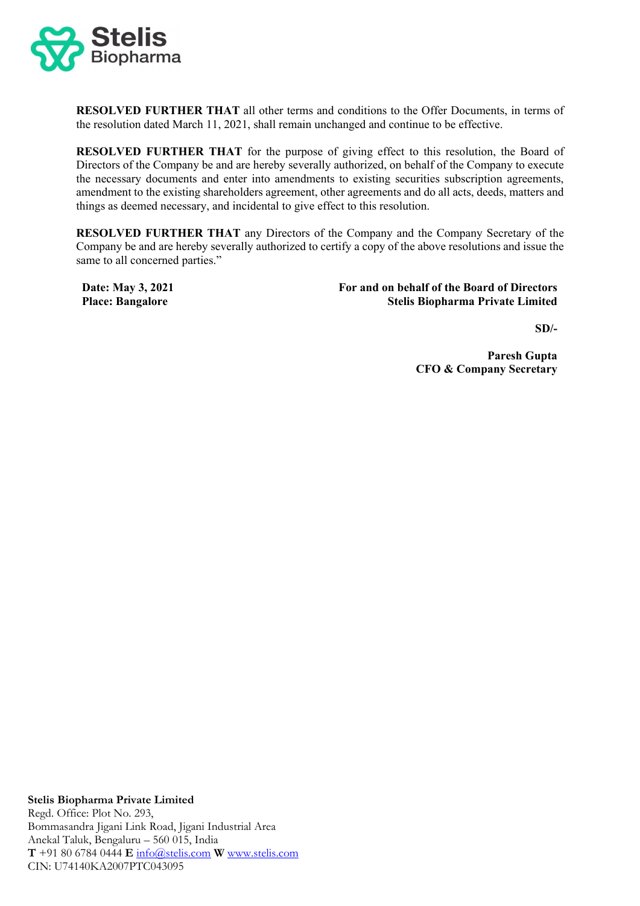**RESOLVED FURTHER THAT** all other terms and conditions to the Offer Documents, in terms of the resolution dated March 11, 2021, shall remain unchanged and continue to be effective.

**RESOLVED FURTHER THAT** for the purpose of giving effect to this resolution, the Board of Directors of the Company be and are hereby severally authorized, on behalf of the Company to execute the necessary documents and enter into amendments to existing securities subscription agreements, amendment to the existing shareholders agreement, other agreements and do all acts, deeds, matters and things as deemed necessary, and incidental to give effect to this resolution.

**RESOLVED FURTHER THAT** any Directors of the Company and the Company Secretary of the Company be and are hereby severally authorized to certify a copy of the above resolutions and issue the same to all concerned parties."

**Date: May 3, 2021**
**Place: Bangalore**

**For and on behalf of the Board of Directors**
**Stelis Biopharma Private Limited**

**SD/-**

**Paresh Gupta**
**CFO & Company Secretary**

**Stelis Biopharma Private Limited**
Regd. Office: Plot No. 293,
Bommasandra Jigani Link Road, Jigani Industrial Area
Anekal Taluk, Bengaluru – 560 015, India
**T** +91 80 6784 0444 **E** info@stelis.com **W** www.stelis.com
CIN: U74140KA2007PTC043095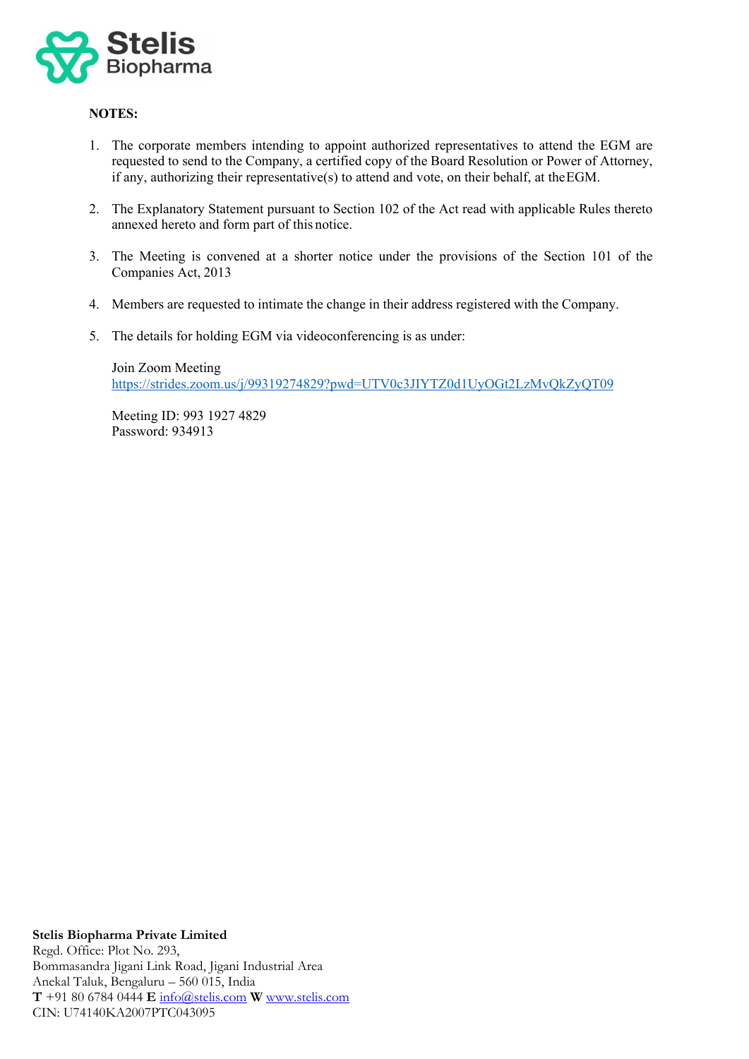**NOTES:**

1. The corporate members intending to appoint authorized representatives to attend the EGM are requested to send to the Company, a certified copy of the Board Resolution or Power of Attorney, if any, authorizing their representative(s) to attend and vote, on their behalf, at the EGM.

2. The Explanatory Statement pursuant to Section 102 of the Act read with applicable Rules thereto annexed hereto and form part of this notice.

3. The Meeting is convened at a shorter notice under the provisions of the Section 101 of the Companies Act, 2013

4. Members are requested to intimate the change in their address registered with the Company.

5. The details for holding EGM via videoconferencing is as under:

   Join Zoom Meeting
   https://strides.zoom.us/j/99319274829?pwd=UTV0c3JIYTZ0d1UyOGt2LzMvQkZyQT09

   Meeting ID: 993 1927 4829
   Password: 934913

**Stelis Biopharma Private Limited**
Regd. Office: Plot No. 293,
Bommasandra Jigani Link Road, Jigani Industrial Area
Anekal Taluk, Bengaluru – 560 015, India
**T** +91 80 6784 0444 **E** info@stelis.com **W** www.stelis.com
CIN: U74140KA2007PTC043095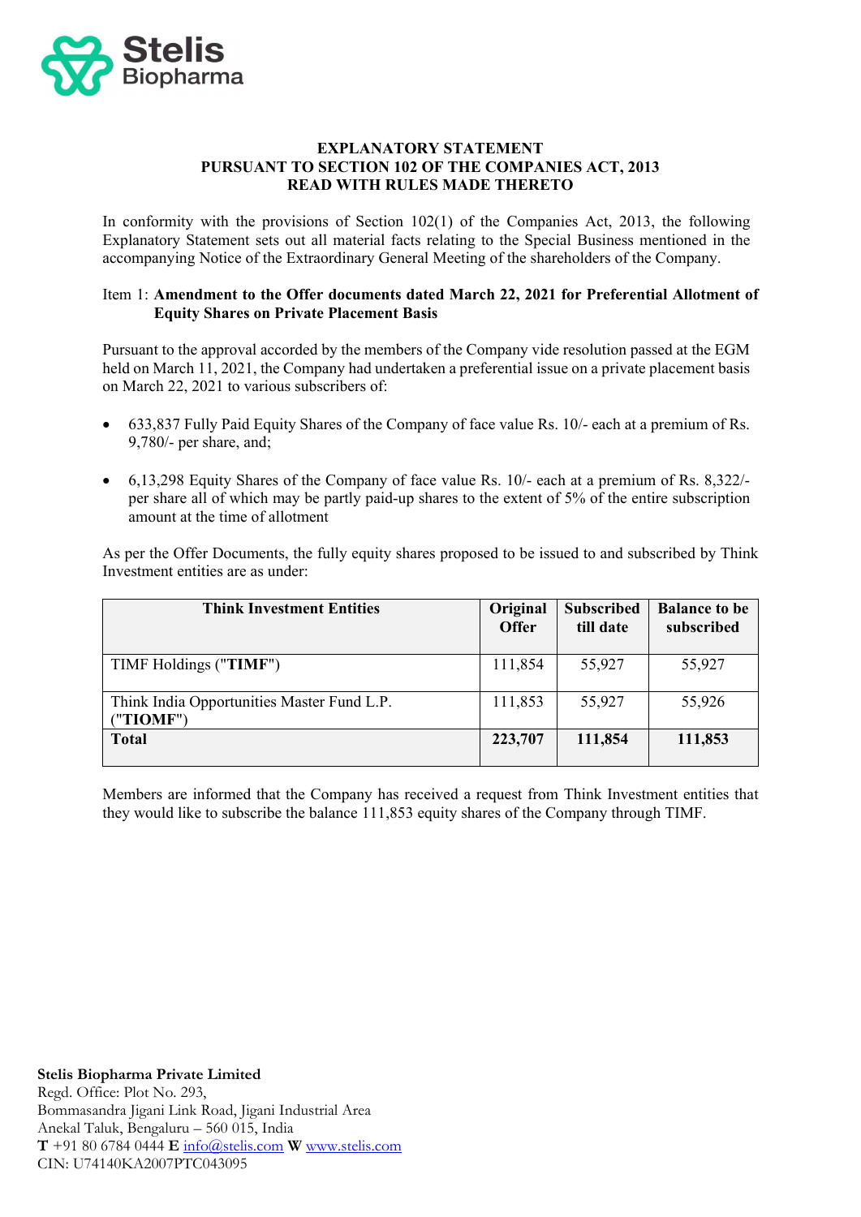**EXPLANATORY STATEMENT**
**PURSUANT TO SECTION 102 OF THE COMPANIES ACT, 2013**
**READ WITH RULES MADE THERETO**

In conformity with the provisions of Section 102(1) of the Companies Act, 2013, the following Explanatory Statement sets out all material facts relating to the Special Business mentioned in the accompanying Notice of the Extraordinary General Meeting of the shareholders of the Company.

Item 1: **Amendment to the Offer documents dated March 22, 2021 for Preferential Allotment of Equity Shares on Private Placement Basis**

Pursuant to the approval accorded by the members of the Company vide resolution passed at the EGM held on March 11, 2021, the Company had undertaken a preferential issue on a private placement basis on March 22, 2021 to various subscribers of:

- 633,837 Fully Paid Equity Shares of the Company of face value Rs. 10/- each at a premium of Rs. 9,780/- per share, and;
- 6,13,298 Equity Shares of the Company of face value Rs. 10/- each at a premium of Rs. 8,322/- per share all of which may be partly paid-up shares to the extent of 5% of the entire subscription amount at the time of allotment

As per the Offer Documents, the fully equity shares proposed to be issued to and subscribed by Think Investment entities are as under:

| Think Investment Entities | Original Offer | Subscribed till date | Balance to be subscribed |
|---|---|---|---|
| TIMF Holdings ("**TIMF**") | 111,854 | 55,927 | 55,927 |
| Think India Opportunities Master Fund L.P. ("**TIOMF**") | 111,853 | 55,927 | 55,926 |
| **Total** | **223,707** | **111,854** | **111,853** |

Members are informed that the Company has received a request from Think Investment entities that they would like to subscribe the balance 111,853 equity shares of the Company through TIMF.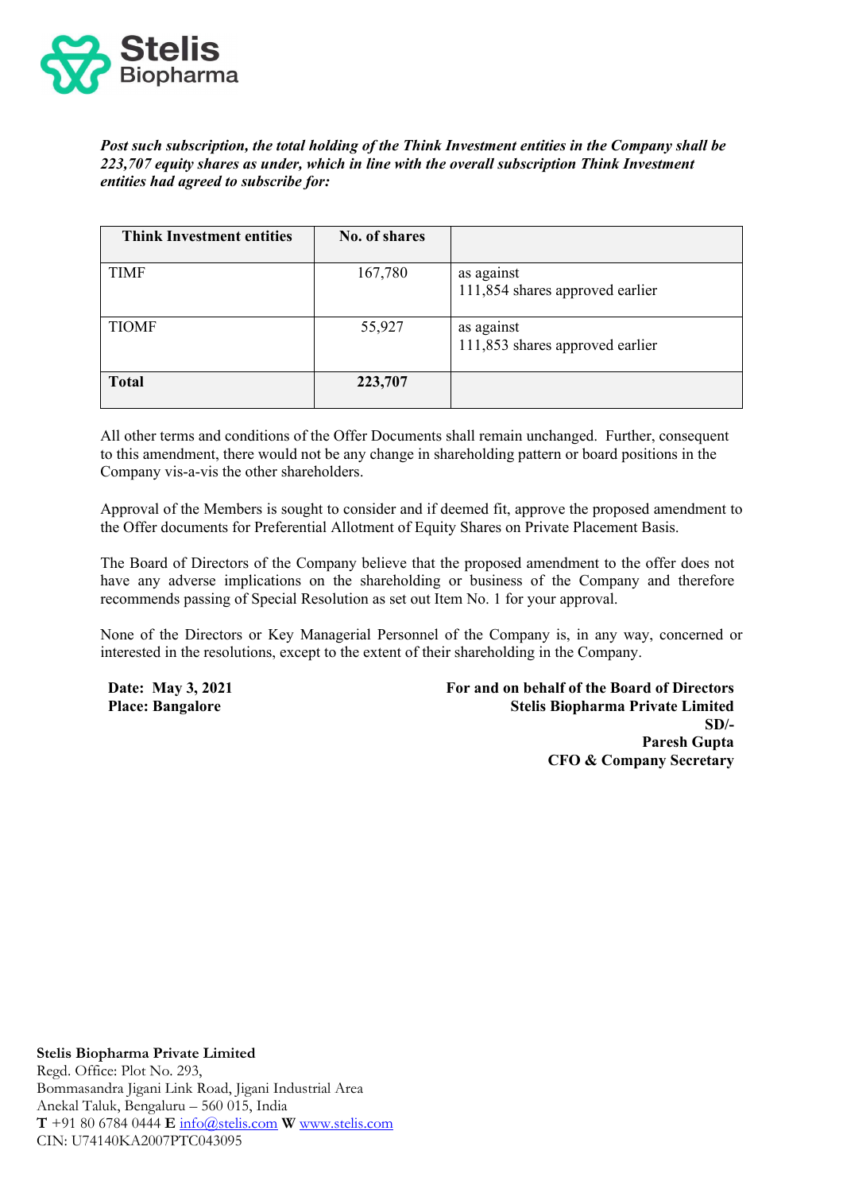***Post such subscription, the total holding of the Think Investment entities in the Company shall be 223,707 equity shares as under, which in line with the overall subscription Think Investment entities had agreed to subscribe for:***

| Think Investment entities | No. of shares | |
|---|---|---|
| TIMF | 167,780 | as against 111,854 shares approved earlier |
| TIOMF | 55,927 | as against 111,853 shares approved earlier |
| **Total** | **223,707** | |

All other terms and conditions of the Offer Documents shall remain unchanged. Further, consequent to this amendment, there would not be any change in shareholding pattern or board positions in the Company vis-a-vis the other shareholders.

Approval of the Members is sought to consider and if deemed fit, approve the proposed amendment to the Offer documents for Preferential Allotment of Equity Shares on Private Placement Basis.

The Board of Directors of the Company believe that the proposed amendment to the offer does not have any adverse implications on the shareholding or business of the Company and therefore recommends passing of Special Resolution as set out Item No. 1 for your approval.

None of the Directors or Key Managerial Personnel of the Company is, in any way, concerned or interested in the resolutions, except to the extent of their shareholding in the Company.

**Date: May 3, 2021**
**Place: Bangalore**

**For and on behalf of the Board of Directors**
**Stelis Biopharma Private Limited**
**SD/-**
**Paresh Gupta**
**CFO & Company Secretary**

**Stelis Biopharma Private Limited**
Regd. Office: Plot No. 293,
Bommasandra Jigani Link Road, Jigani Industrial Area
Anekal Taluk, Bengaluru – 560 015, India
**T** +91 80 6784 0444 **E** info@stelis.com **W** www.stelis.com
CIN: U74140KA2007PTC043095